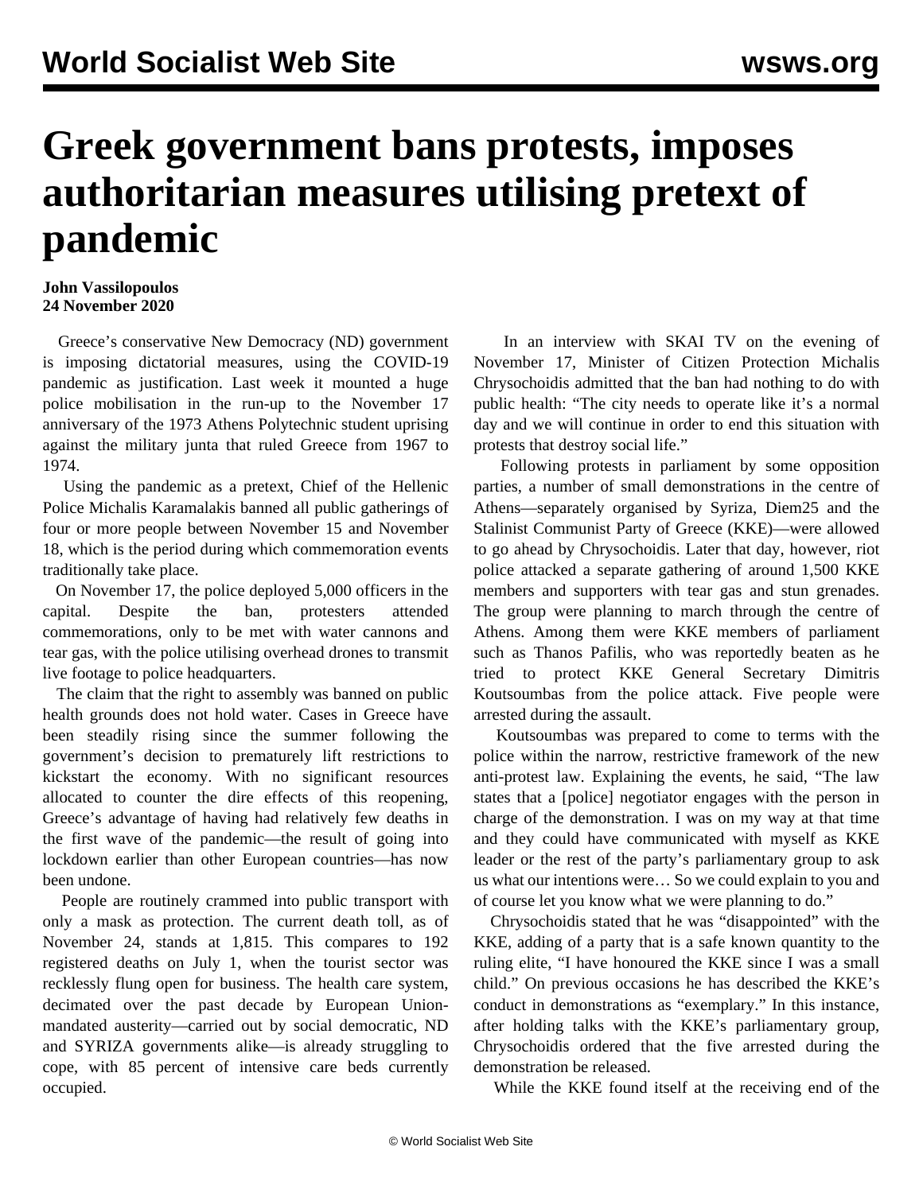# Greek government bans protests, imposes authoritarian measures utilising pretext of pandemic

**John Vassilopoulos**
**24 November 2020**

Greece's conservative New Democracy (ND) government is imposing dictatorial measures, using the COVID-19 pandemic as justification. Last week it mounted a huge police mobilisation in the run-up to the November 17 anniversary of the 1973 Athens Polytechnic student uprising against the military junta that ruled Greece from 1967 to 1974.

Using the pandemic as a pretext, Chief of the Hellenic Police Michalis Karamalakis banned all public gatherings of four or more people between November 15 and November 18, which is the period during which commemoration events traditionally take place.

On November 17, the police deployed 5,000 officers in the capital. Despite the ban, protesters attended commemorations, only to be met with water cannons and tear gas, with the police utilising overhead drones to transmit live footage to police headquarters.

The claim that the right to assembly was banned on public health grounds does not hold water. Cases in Greece have been steadily rising since the summer following the government's decision to prematurely lift restrictions to kickstart the economy. With no significant resources allocated to counter the dire effects of this reopening, Greece's advantage of having had relatively few deaths in the first wave of the pandemic—the result of going into lockdown earlier than other European countries—has now been undone.

People are routinely crammed into public transport with only a mask as protection. The current death toll, as of November 24, stands at 1,815. This compares to 192 registered deaths on July 1, when the tourist sector was recklessly flung open for business. The health care system, decimated over the past decade by European Union-mandated austerity—carried out by social democratic, ND and SYRIZA governments alike—is already struggling to cope, with 85 percent of intensive care beds currently occupied.

In an interview with SKAI TV on the evening of November 17, Minister of Citizen Protection Michalis Chrysochoidis admitted that the ban had nothing to do with public health: "The city needs to operate like it's a normal day and we will continue in order to end this situation with protests that destroy social life."

Following protests in parliament by some opposition parties, a number of small demonstrations in the centre of Athens—separately organised by Syriza, Diem25 and the Stalinist Communist Party of Greece (KKE)—were allowed to go ahead by Chrysochoidis. Later that day, however, riot police attacked a separate gathering of around 1,500 KKE members and supporters with tear gas and stun grenades. The group were planning to march through the centre of Athens. Among them were KKE members of parliament such as Thanos Pafilis, who was reportedly beaten as he tried to protect KKE General Secretary Dimitris Koutsoumbas from the police attack. Five people were arrested during the assault.

Koutsoumbas was prepared to come to terms with the police within the narrow, restrictive framework of the new anti-protest law. Explaining the events, he said, "The law states that a [police] negotiator engages with the person in charge of the demonstration. I was on my way at that time and they could have communicated with myself as KKE leader or the rest of the party's parliamentary group to ask us what our intentions were… So we could explain to you and of course let you know what we were planning to do."

Chrysochoidis stated that he was "disappointed" with the KKE, adding of a party that is a safe known quantity to the ruling elite, "I have honoured the KKE since I was a small child." On previous occasions he has described the KKE's conduct in demonstrations as "exemplary." In this instance, after holding talks with the KKE's parliamentary group, Chrysochoidis ordered that the five arrested during the demonstration be released.

While the KKE found itself at the receiving end of the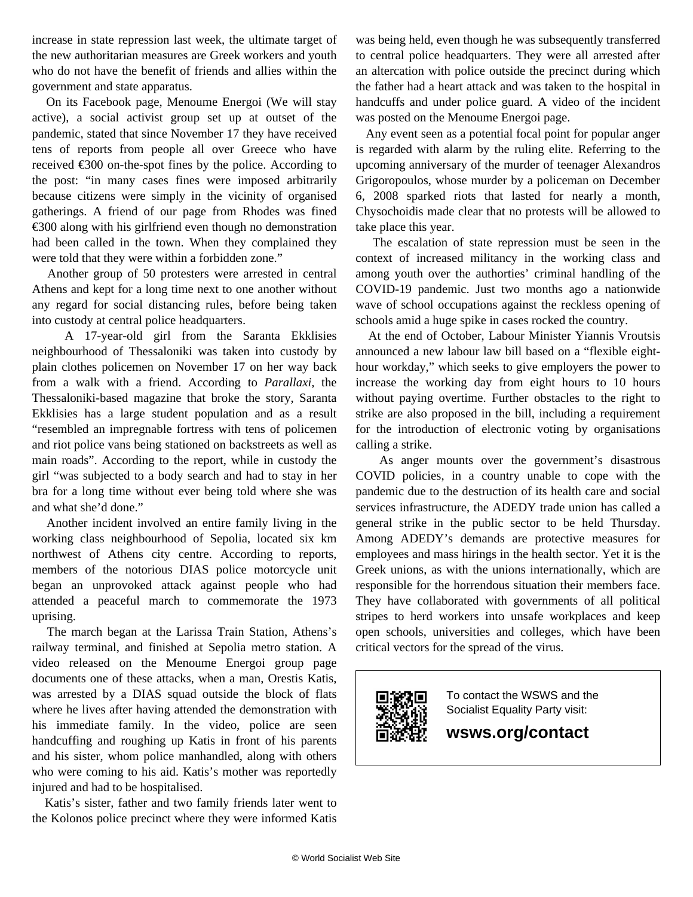increase in state repression last week, the ultimate target of the new authoritarian measures are Greek workers and youth who do not have the benefit of friends and allies within the government and state apparatus.

On its Facebook page, Menoume Energoi (We will stay active), a social activist group set up at outset of the pandemic, stated that since November 17 they have received tens of reports from people all over Greece who have received €300 on-the-spot fines by the police. According to the post: "in many cases fines were imposed arbitrarily because citizens were simply in the vicinity of organised gatherings. A friend of our page from Rhodes was fined €300 along with his girlfriend even though no demonstration had been called in the town. When they complained they were told that they were within a forbidden zone."

Another group of 50 protesters were arrested in central Athens and kept for a long time next to one another without any regard for social distancing rules, before being taken into custody at central police headquarters.

A 17-year-old girl from the Saranta Ekklisies neighbourhood of Thessaloniki was taken into custody by plain clothes policemen on November 17 on her way back from a walk with a friend. According to *Parallaxi,* the Thessaloniki-based magazine that broke the story, Saranta Ekklisies has a large student population and as a result "resembled an impregnable fortress with tens of policemen and riot police vans being stationed on backstreets as well as main roads". According to the report, while in custody the girl "was subjected to a body search and had to stay in her bra for a long time without ever being told where she was and what she'd done."

Another incident involved an entire family living in the working class neighbourhood of Sepolia, located six km northwest of Athens city centre. According to reports, members of the notorious DIAS police motorcycle unit began an unprovoked attack against people who had attended a peaceful march to commemorate the 1973 uprising.

The march began at the Larissa Train Station, Athens's railway terminal, and finished at Sepolia metro station. A video released on the Menoume Energoi group page documents one of these attacks, when a man, Orestis Katis, was arrested by a DIAS squad outside the block of flats where he lives after having attended the demonstration with his immediate family. In the video, police are seen handcuffing and roughing up Katis in front of his parents and his sister, whom police manhandled, along with others who were coming to his aid. Katis's mother was reportedly injured and had to be hospitalised.

Katis's sister, father and two family friends later went to the Kolonos police precinct where they were informed Katis was being held, even though he was subsequently transferred to central police headquarters. They were all arrested after an altercation with police outside the precinct during which the father had a heart attack and was taken to the hospital in handcuffs and under police guard. A video of the incident was posted on the Menoume Energoi page.

Any event seen as a potential focal point for popular anger is regarded with alarm by the ruling elite. Referring to the upcoming anniversary of the murder of teenager Alexandros Grigoropoulos, whose murder by a policeman on December 6, 2008 sparked riots that lasted for nearly a month, Chysochoidis made clear that no protests will be allowed to take place this year.

The escalation of state repression must be seen in the context of increased militancy in the working class and among youth over the authorities' criminal handling of the COVID-19 pandemic. Just two months ago a nationwide wave of school occupations against the reckless opening of schools amid a huge spike in cases rocked the country.

At the end of October, Labour Minister Yiannis Vroutsis announced a new labour law bill based on a "flexible eight-hour workday," which seeks to give employers the power to increase the working day from eight hours to 10 hours without paying overtime. Further obstacles to the right to strike are also proposed in the bill, including a requirement for the introduction of electronic voting by organisations calling a strike.

As anger mounts over the government's disastrous COVID policies, in a country unable to cope with the pandemic due to the destruction of its health care and social services infrastructure, the ADEDY trade union has called a general strike in the public sector to be held Thursday. Among ADEDY's demands are protective measures for employees and mass hirings in the health sector. Yet it is the Greek unions, as with the unions internationally, which are responsible for the horrendous situation their members face. They have collaborated with governments of all political stripes to herd workers into unsafe workplaces and keep open schools, universities and colleges, which have been critical vectors for the spread of the virus.

To contact the WSWS and the Socialist Equality Party visit:

**wsws.org/contact**